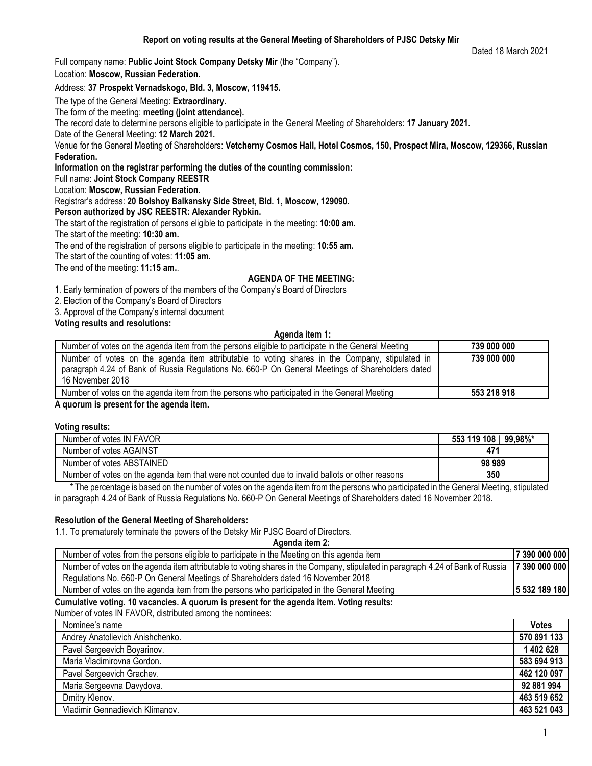# Report on voting results at the General Meeting of Shareholders of PJSC Detsky Mir

Dated 18 March 2021

Full company name: **Public Joint Stock Company Detsky Mir** (the "Company").

Location: **Moscow, Russian Federation.**

Address: **37 Prospekt Vernadskogo, Bld. 3, Moscow, 119415.**

The type of the General Meeting: **Extraordinary.**

The form of the meeting: **meeting (joint attendance).**

The record date to determine persons eligible to participate in the General Meeting of Shareholders: **17 January 2021.**

Date of the General Meeting: **12 March 2021.**

Venue for the General Meeting of Shareholders: **Vetcherny Cosmos Hall, Hotel Cosmos, 150, Prospect Mira, Moscow, 129366, Russian Federation.**

**Information on the registrar performing the duties of the counting commission:**

Full name: **Joint Stock Company REESTR**

Location: **Moscow, Russian Federation.**

Registrar's address: **20 Bolshoy Balkansky Side Street, Bld. 1, Moscow, 129090.**

**Person authorized by JSC REESTR: Alexander Rybkin.**

The start of the registration of persons eligible to participate in the meeting: **10:00 am.**

The start of the meeting: **10:30 am.**

The end of the registration of persons eligible to participate in the meeting: **10:55 am.**

The start of the counting of votes: **11:05 am.**

The end of the meeting: **11:15 am.**.

## AGENDA OF THE MEETING:

1. Early termination of powers of the members of the Company's Board of Directors
2. Election of the Company's Board of Directors
3. Approval of the Company's internal document

**Voting results and resolutions:**

### Agenda item 1:

| | |
|---|---|
| Number of votes on the agenda item from the persons eligible to participate in the General Meeting | **739 000 000** |
| Number of votes on the agenda item attributable to voting shares in the Company, stipulated in paragraph 4.24 of Bank of Russia Regulations No. 660-P On General Meetings of Shareholders dated 16 November 2018 | **739 000 000** |
| Number of votes on the agenda item from the persons who participated in the General Meeting | **553 218 918** |

**A quorum is present for the agenda item.**

**Voting results:**

| | |
|---|---|
| Number of votes IN FAVOR | **553 119 108 \| 99,98%*** |
| Number of votes AGAINST | **471** |
| Number of votes ABSTAINED | **98 989** |
| Number of votes on the agenda item that were not counted due to invalid ballots or other reasons | **350** |

\* The percentage is based on the number of votes on the agenda item from the persons who participated in the General Meeting, stipulated in paragraph 4.24 of Bank of Russia Regulations No. 660-P On General Meetings of Shareholders dated 16 November 2018.

**Resolution of the General Meeting of Shareholders:**

1.1. To prematurely terminate the powers of the Detsky Mir PJSC Board of Directors.

### Agenda item 2:

| | |
|---|---|
| Number of votes from the persons eligible to participate in the Meeting on this agenda item | **7 390 000 000** |
| Number of votes on the agenda item attributable to voting shares in the Company, stipulated in paragraph 4.24 of Bank of Russia Regulations No. 660-P On General Meetings of Shareholders dated 16 November 2018 | **7 390 000 000** |
| Number of votes on the agenda item from the persons who participated in the General Meeting | **5 532 189 180** |

**Cumulative voting. 10 vacancies. A quorum is present for the agenda item. Voting results:**

Number of votes IN FAVOR, distributed among the nominees:

| Nominee's name | Votes |
|---|---|
| Andrey Anatolievich Anishchenko. | **570 891 133** |
| Pavel Sergeevich Boyarinov. | **1 402 628** |
| Maria Vladimirovna Gordon. | **583 694 913** |
| Pavel Sergeevich Grachev. | **462 120 097** |
| Maria Sergeevna Davydova. | **92 881 994** |
| Dmitry Klenov. | **463 519 652** |
| Vladimir Gennadievich Klimanov. | **463 521 043** |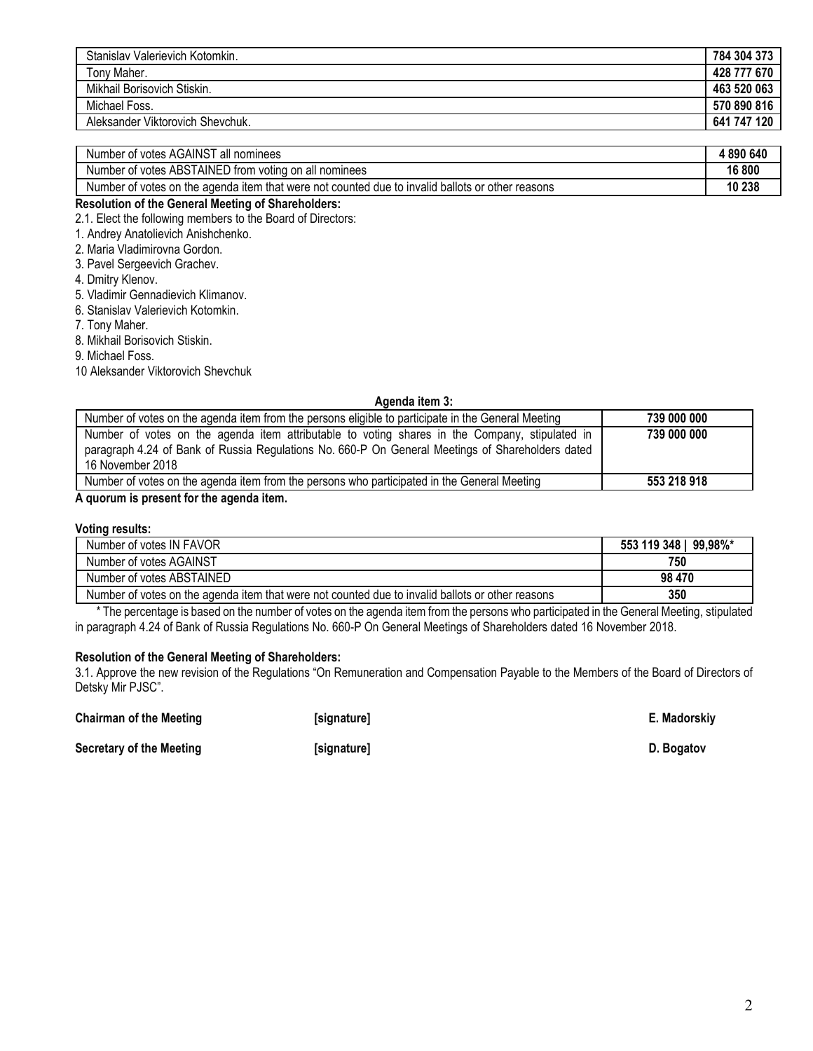| | |
|---|---|
| Stanislav Valerievich Kotomkin. | **784 304 373** |
| Tony Maher. | **428 777 670** |
| Mikhail Borisovich Stiskin. | **463 520 063** |
| Michael Foss. | **570 890 816** |
| Aleksander Viktorovich Shevchuk. | **641 747 120** |

| | |
|---|---|
| Number of votes AGAINST all nominees | **4 890 640** |
| Number of votes ABSTAINED from voting on all nominees | **16 800** |
| Number of votes on the agenda item that were not counted due to invalid ballots or other reasons | **10 238** |

**Resolution of the General Meeting of Shareholders:**

2.1. Elect the following members to the Board of Directors:

1. Andrey Anatolievich Anishchenko.
2. Maria Vladimirovna Gordon.
3. Pavel Sergeevich Grachev.
4. Dmitry Klenov.
5. Vladimir Gennadievich Klimanov.
6. Stanislav Valerievich Kotomkin.
7. Tony Maher.
8. Mikhail Borisovich Stiskin.
9. Michael Foss.
10 Aleksander Viktorovich Shevchuk

**Agenda item 3:**

| | |
|---|---|
| Number of votes on the agenda item from the persons eligible to participate in the General Meeting | **739 000 000** |
| Number of votes on the agenda item attributable to voting shares in the Company, stipulated in paragraph 4.24 of Bank of Russia Regulations No. 660-P On General Meetings of Shareholders dated 16 November 2018 | **739 000 000** |
| Number of votes on the agenda item from the persons who participated in the General Meeting | **553 218 918** |

**A quorum is present for the agenda item.**

**Voting results:**

| | |
|---|---|
| Number of votes IN FAVOR | **553 119 348 \| 99,98%*** |
| Number of votes AGAINST | **750** |
| Number of votes ABSTAINED | **98 470** |
| Number of votes on the agenda item that were not counted due to invalid ballots or other reasons | **350** |

\* The percentage is based on the number of votes on the agenda item from the persons who participated in the General Meeting, stipulated in paragraph 4.24 of Bank of Russia Regulations No. 660-P On General Meetings of Shareholders dated 16 November 2018.

**Resolution of the General Meeting of Shareholders:**

3.1. Approve the new revision of the Regulations "On Remuneration and Compensation Payable to the Members of the Board of Directors of Detsky Mir PJSC".

**Chairman of the Meeting** **[signature]** **E. Madorskiy**

**Secretary of the Meeting** **[signature]** **D. Bogatov**